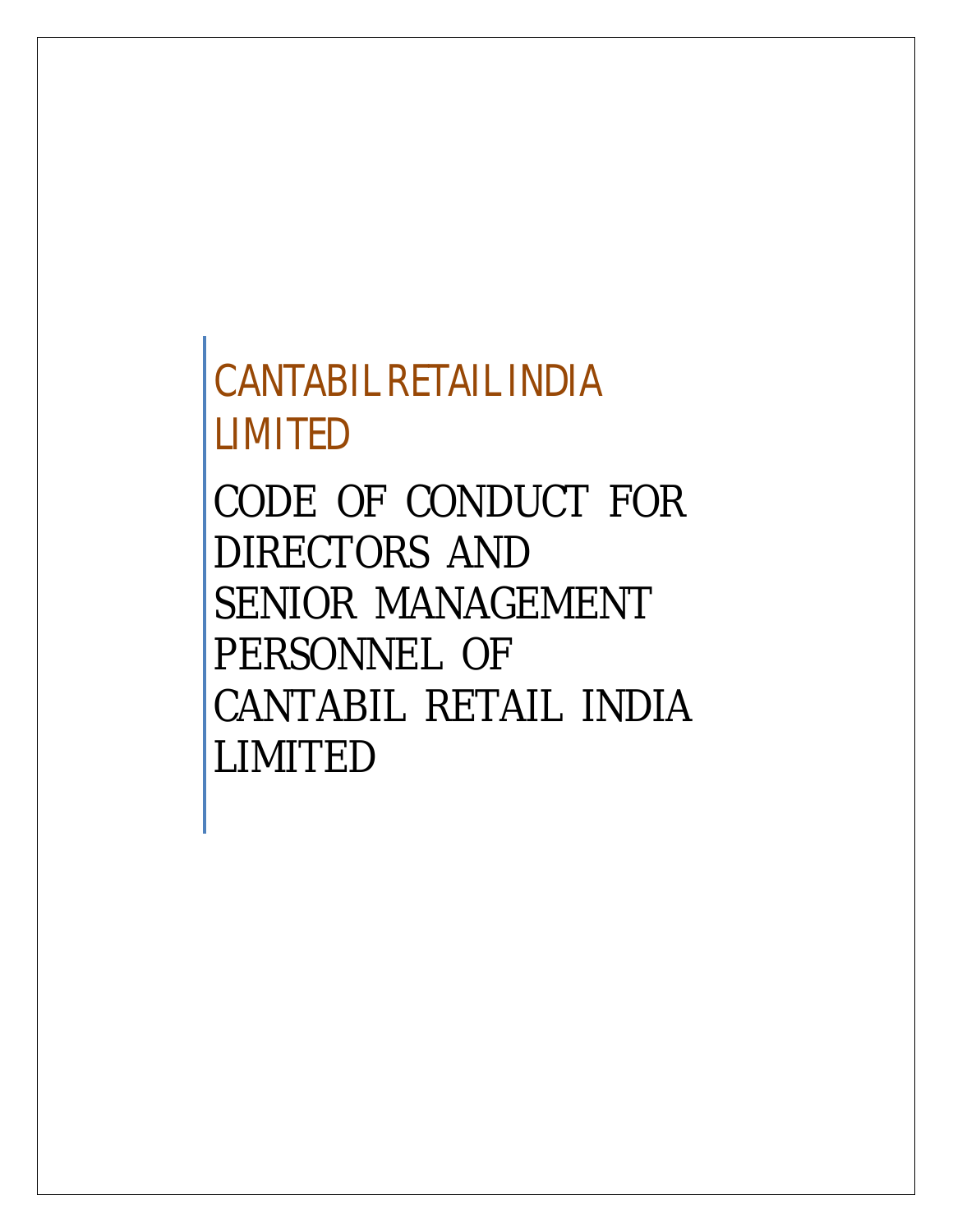CANTABIL RETAIL INDIA LIMITED

# CODE OF CONDUCT FOR DIRECTORS AND SENIOR MANAGEMENT PERSONNEL OF CANTABIL RETAIL INDIA LIMITED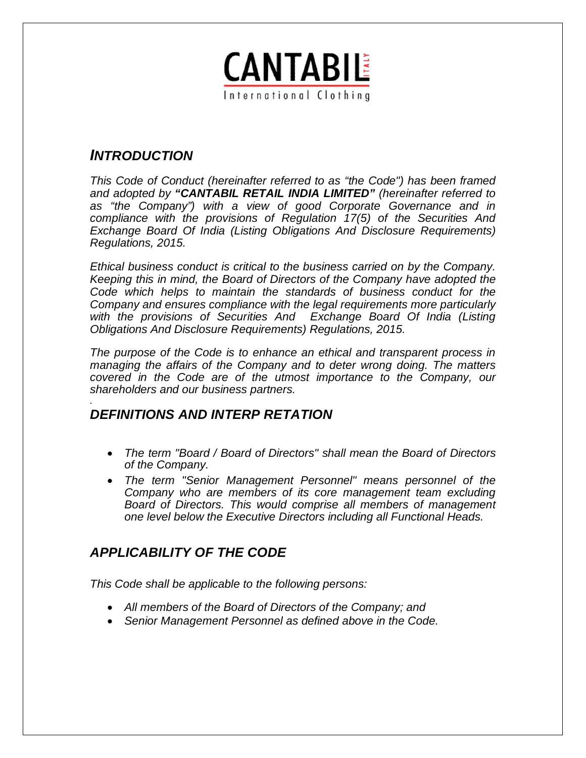CANTABIL ITALY

International Clothing

## *INTRODUCTION*

*This Code of Conduct (hereinafter referred to as "the Code") has been framed and adopted by **"CANTABIL RETAIL INDIA LIMITED"** (hereinafter referred to as "the Company") with a view of good Corporate Governance and in compliance with the provisions of Regulation 17(5) of the Securities And Exchange Board Of India (Listing Obligations And Disclosure Requirements) Regulations, 2015.*

*Ethical business conduct is critical to the business carried on by the Company. Keeping this in mind, the Board of Directors of the Company have adopted the Code which helps to maintain the standards of business conduct for the Company and ensures compliance with the legal requirements more particularly with the provisions of Securities And Exchange Board Of India (Listing Obligations And Disclosure Requirements) Regulations, 2015.*

*The purpose of the Code is to enhance an ethical and transparent process in managing the affairs of the Company and to deter wrong doing. The matters covered in the Code are of the utmost importance to the Company, our shareholders and our business partners.*

## *DEFINITIONS AND INTERP RETATION*

- *The term "Board / Board of Directors" shall mean the Board of Directors of the Company.*
- *The term "Senior Management Personnel" means personnel of the Company who are members of its core management team excluding Board of Directors. This would comprise all members of management one level below the Executive Directors including all Functional Heads.*

## *APPLICABILITY OF THE CODE*

*This Code shall be applicable to the following persons:*

- *All members of the Board of Directors of the Company; and*
- *Senior Management Personnel as defined above in the Code.*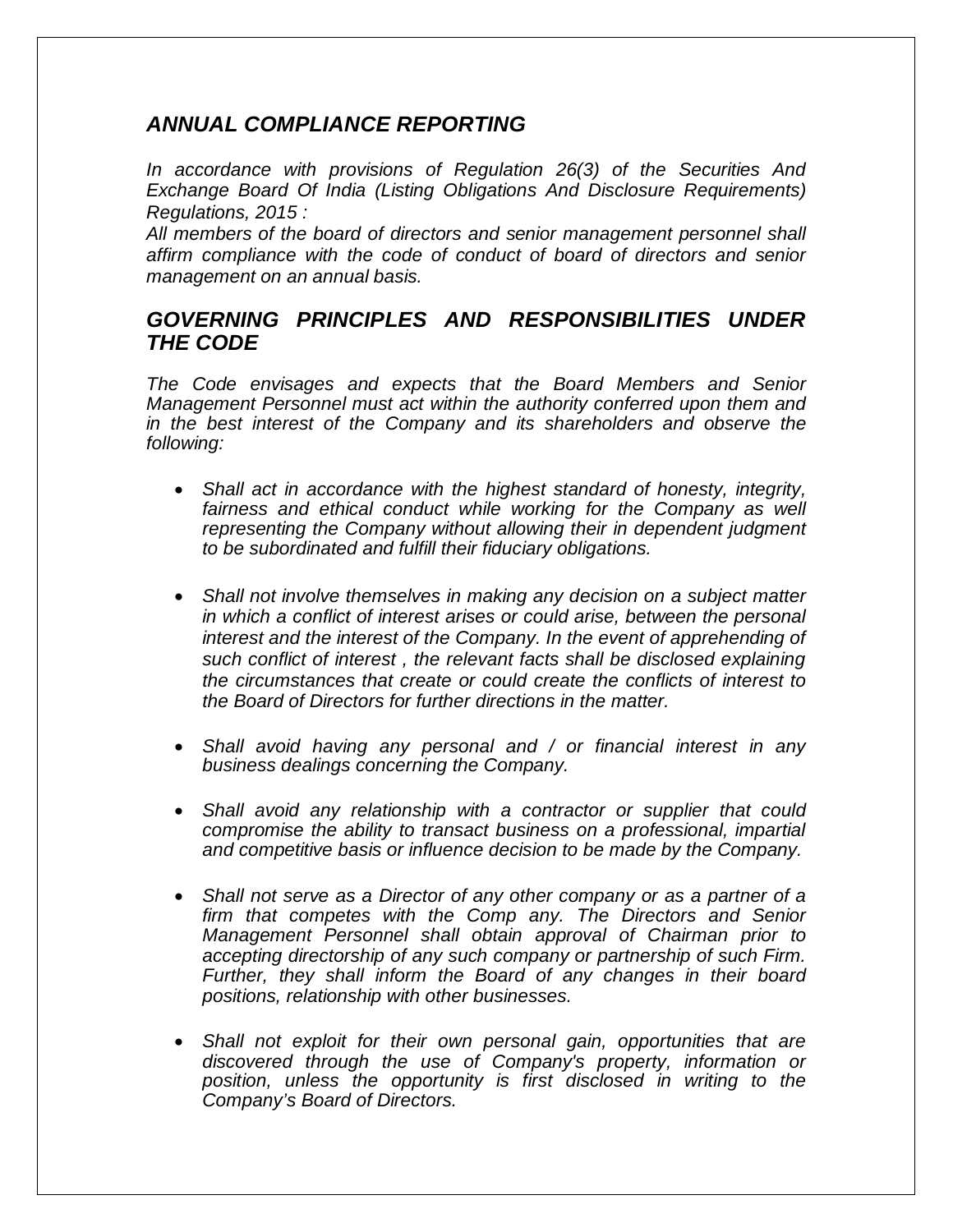## *ANNUAL COMPLIANCE REPORTING*

*In accordance with provisions of Regulation 26(3) of the Securities And Exchange Board Of India (Listing Obligations And Disclosure Requirements) Regulations, 2015 :*

*All members of the board of directors and senior management personnel shall affirm compliance with the code of conduct of board of directors and senior management on an annual basis.*

## *GOVERNING PRINCIPLES AND RESPONSIBILITIES UNDER THE CODE*

*The Code envisages and expects that the Board Members and Senior Management Personnel must act within the authority conferred upon them and in the best interest of the Company and its shareholders and observe the following:*

- *Shall act in accordance with the highest standard of honesty, integrity, fairness and ethical conduct while working for the Company as well representing the Company without allowing their in dependent judgment to be subordinated and fulfill their fiduciary obligations.*

- *Shall not involve themselves in making any decision on a subject matter in which a conflict of interest arises or could arise, between the personal interest and the interest of the Company. In the event of apprehending of such conflict of interest , the relevant facts shall be disclosed explaining the circumstances that create or could create the conflicts of interest to the Board of Directors for further directions in the matter.*

- *Shall avoid having any personal and / or financial interest in any business dealings concerning the Company.*

- *Shall avoid any relationship with a contractor or supplier that could compromise the ability to transact business on a professional, impartial and competitive basis or influence decision to be made by the Company.*

- *Shall not serve as a Director of any other company or as a partner of a firm that competes with the Comp any. The Directors and Senior Management Personnel shall obtain approval of Chairman prior to accepting directorship of any such company or partnership of such Firm. Further, they shall inform the Board of any changes in their board positions, relationship with other businesses.*

- *Shall not exploit for their own personal gain, opportunities that are discovered through the use of Company's property, information or position, unless the opportunity is first disclosed in writing to the Company's Board of Directors.*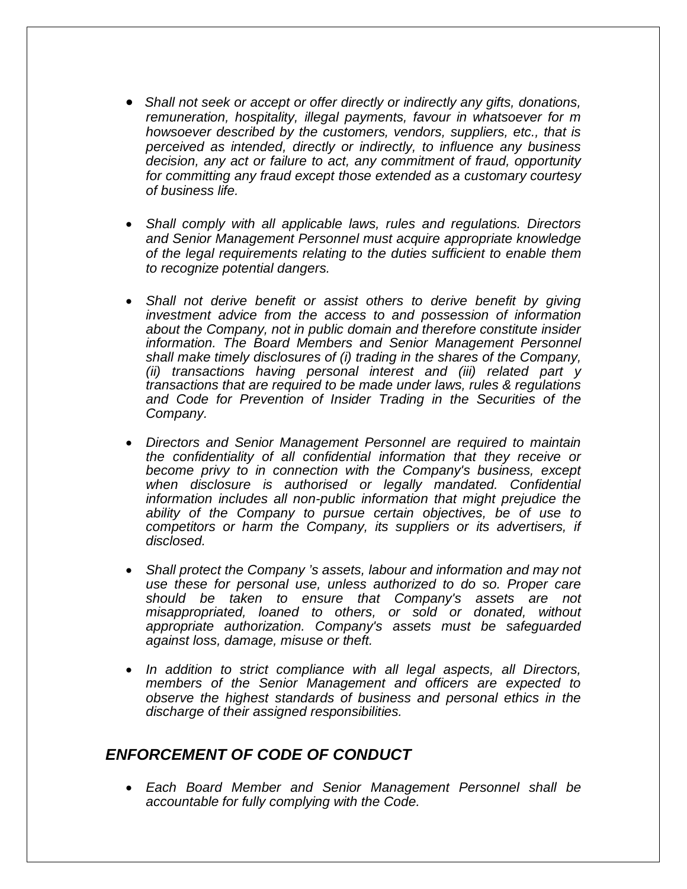- *Shall not seek or accept or offer directly or indirectly any gifts, donations, remuneration, hospitality, illegal payments, favour in whatsoever for m howsoever described by the customers, vendors, suppliers, etc., that is perceived as intended, directly or indirectly, to influence any business decision, any act or failure to act, any commitment of fraud, opportunity for committing any fraud except those extended as a customary courtesy of business life.*

- *Shall comply with all applicable laws, rules and regulations. Directors and Senior Management Personnel must acquire appropriate knowledge of the legal requirements relating to the duties sufficient to enable them to recognize potential dangers.*

- *Shall not derive benefit or assist others to derive benefit by giving investment advice from the access to and possession of information about the Company, not in public domain and therefore constitute insider information. The Board Members and Senior Management Personnel shall make timely disclosures of (i) trading in the shares of the Company, (ii) transactions having personal interest and (iii) related part y transactions that are required to be made under laws, rules & regulations and Code for Prevention of Insider Trading in the Securities of the Company.*

- *Directors and Senior Management Personnel are required to maintain the confidentiality of all confidential information that they receive or become privy to in connection with the Company's business, except when disclosure is authorised or legally mandated. Confidential information includes all non-public information that might prejudice the ability of the Company to pursue certain objectives, be of use to competitors or harm the Company, its suppliers or its advertisers, if disclosed.*

- *Shall protect the Company 's assets, labour and information and may not use these for personal use, unless authorized to do so. Proper care should be taken to ensure that Company's assets are not misappropriated, loaned to others, or sold or donated, without appropriate authorization. Company's assets must be safeguarded against loss, damage, misuse or theft.*

- *In addition to strict compliance with all legal aspects, all Directors, members of the Senior Management and officers are expected to observe the highest standards of business and personal ethics in the discharge of their assigned responsibilities.*

## *ENFORCEMENT OF CODE OF CONDUCT*

- *Each Board Member and Senior Management Personnel shall be accountable for fully complying with the Code.*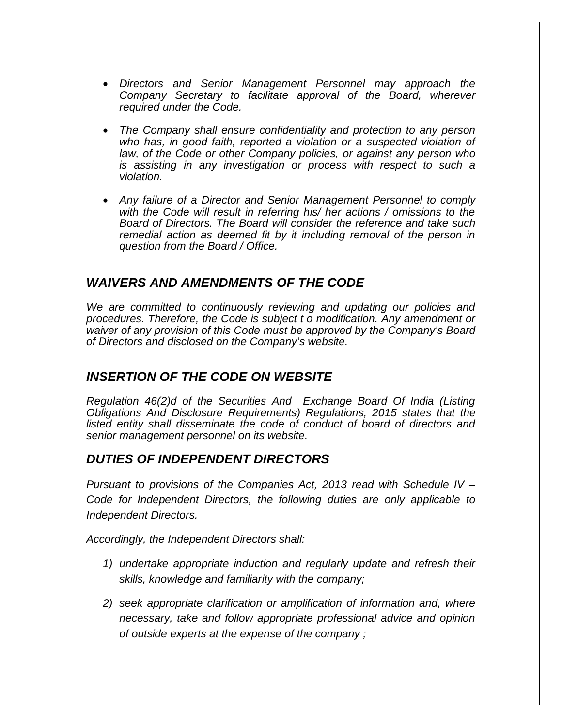- *Directors and Senior Management Personnel may approach the Company Secretary to facilitate approval of the Board, wherever required under the Code.*

- *The Company shall ensure confidentiality and protection to any person who has, in good faith, reported a violation or a suspected violation of law, of the Code or other Company policies, or against any person who is assisting in any investigation or process with respect to such a violation.*

- *Any failure of a Director and Senior Management Personnel to comply with the Code will result in referring his/ her actions / omissions to the Board of Directors. The Board will consider the reference and take such remedial action as deemed fit by it including removal of the person in question from the Board / Office.*

## *WAIVERS AND AMENDMENTS OF THE CODE*

*We are committed to continuously reviewing and updating our policies and procedures. Therefore, the Code is subject t o modification. Any amendment or waiver of any provision of this Code must be approved by the Company's Board of Directors and disclosed on the Company's website.*

## *INSERTION OF THE CODE ON WEBSITE*

*Regulation 46(2)d of the Securities And Exchange Board Of India (Listing Obligations And Disclosure Requirements) Regulations, 2015 states that the listed entity shall disseminate the code of conduct of board of directors and senior management personnel on its website.*

## *DUTIES OF INDEPENDENT DIRECTORS*

*Pursuant to provisions of the Companies Act, 2013 read with Schedule IV – Code for Independent Directors, the following duties are only applicable to Independent Directors.*

*Accordingly, the Independent Directors shall:*

1) *undertake appropriate induction and regularly update and refresh their skills, knowledge and familiarity with the company;*

2) *seek appropriate clarification or amplification of information and, where necessary, take and follow appropriate professional advice and opinion of outside experts at the expense of the company ;*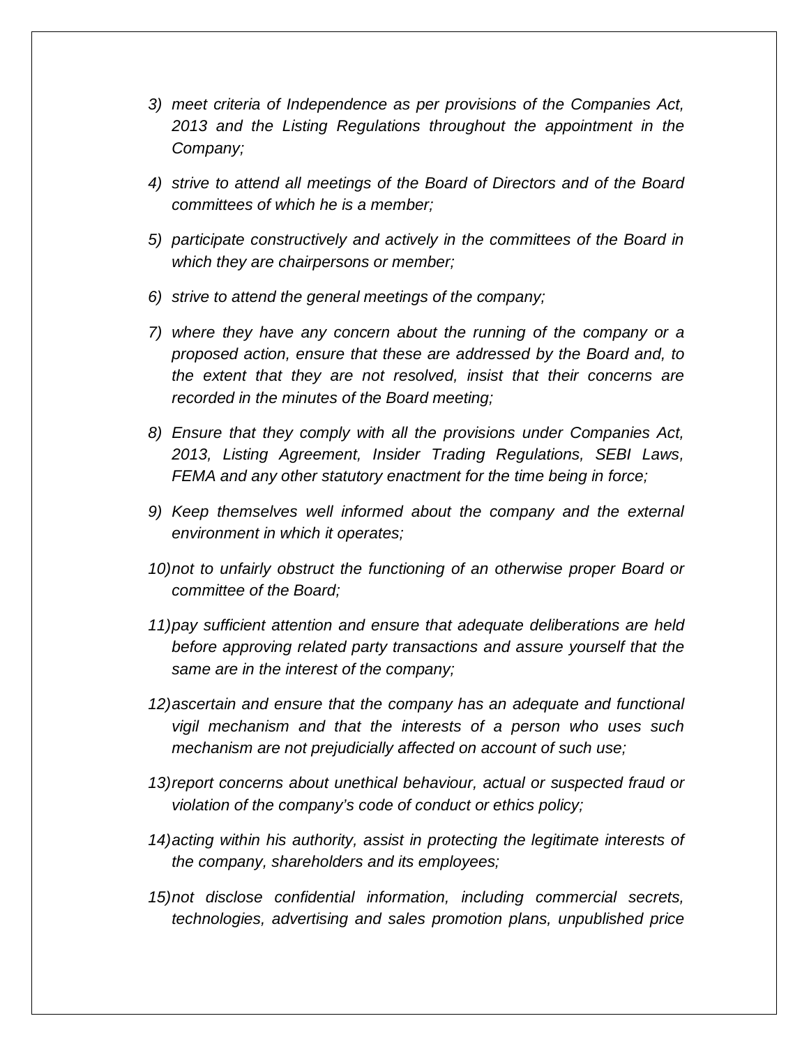3) *meet criteria of Independence as per provisions of the Companies Act, 2013 and the Listing Regulations throughout the appointment in the Company;*

4) *strive to attend all meetings of the Board of Directors and of the Board committees of which he is a member;*

5) *participate constructively and actively in the committees of the Board in which they are chairpersons or member;*

6) *strive to attend the general meetings of the company;*

7) *where they have any concern about the running of the company or a proposed action, ensure that these are addressed by the Board and, to the extent that they are not resolved, insist that their concerns are recorded in the minutes of the Board meeting;*

8) *Ensure that they comply with all the provisions under Companies Act, 2013, Listing Agreement, Insider Trading Regulations, SEBI Laws, FEMA and any other statutory enactment for the time being in force;*

9) *Keep themselves well informed about the company and the external environment in which it operates;*

10) *not to unfairly obstruct the functioning of an otherwise proper Board or committee of the Board;*

11) *pay sufficient attention and ensure that adequate deliberations are held before approving related party transactions and assure yourself that the same are in the interest of the company;*

12) *ascertain and ensure that the company has an adequate and functional vigil mechanism and that the interests of a person who uses such mechanism are not prejudicially affected on account of such use;*

13) *report concerns about unethical behaviour, actual or suspected fraud or violation of the company's code of conduct or ethics policy;*

14) *acting within his authority, assist in protecting the legitimate interests of the company, shareholders and its employees;*

15) *not disclose confidential information, including commercial secrets, technologies, advertising and sales promotion plans, unpublished price*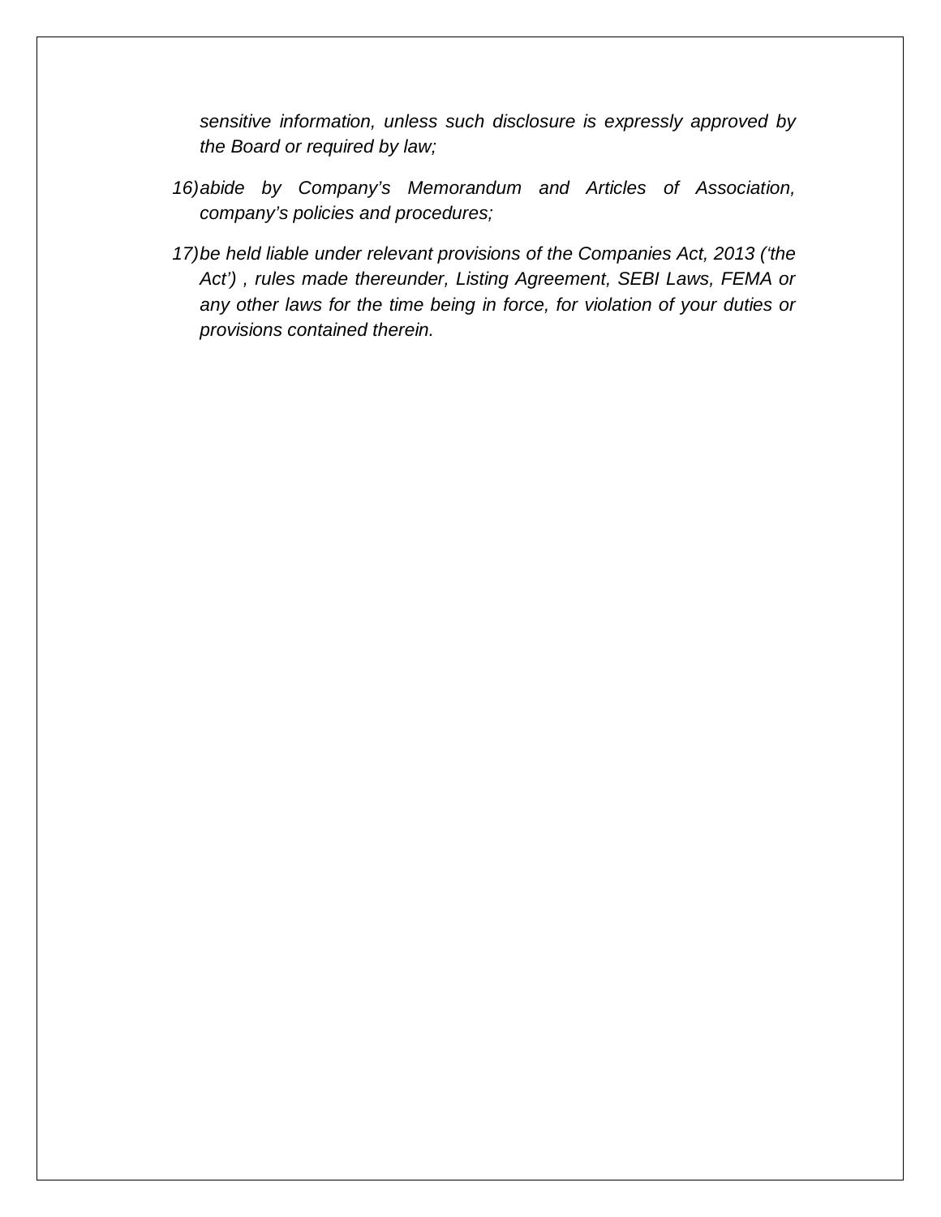*sensitive information, unless such disclosure is expressly approved by the Board or required by law;*

16) *abide by Company's Memorandum and Articles of Association, company's policies and procedures;*

17) *be held liable under relevant provisions of the Companies Act, 2013 ('the Act') , rules made thereunder, Listing Agreement, SEBI Laws, FEMA or any other laws for the time being in force, for violation of your duties or provisions contained therein.*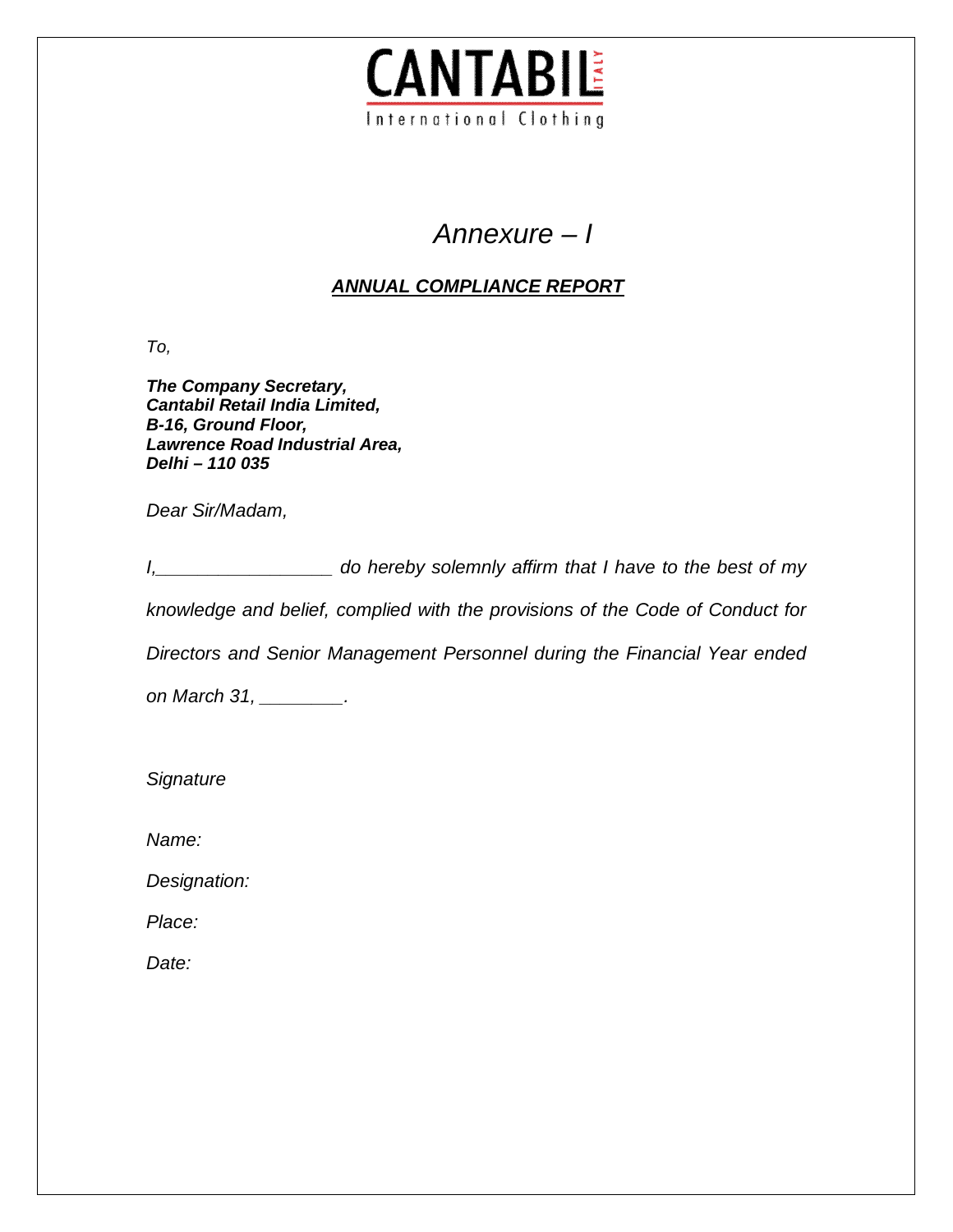# *Annexure – I*

## ***ANNUAL COMPLIANCE REPORT***

*To,*

***The Company Secretary,***
***Cantabil Retail India Limited,***
***B-16, Ground Floor,***
***Lawrence Road Industrial Area,***
***Delhi – 110 035***

*Dear Sir/Madam,*

*I,________________ do hereby solemnly affirm that I have to the best of my knowledge and belief, complied with the provisions of the Code of Conduct for Directors and Senior Management Personnel during the Financial Year ended on March 31, ________.*

*Signature*

*Name:*

*Designation:*

*Place:*

*Date:*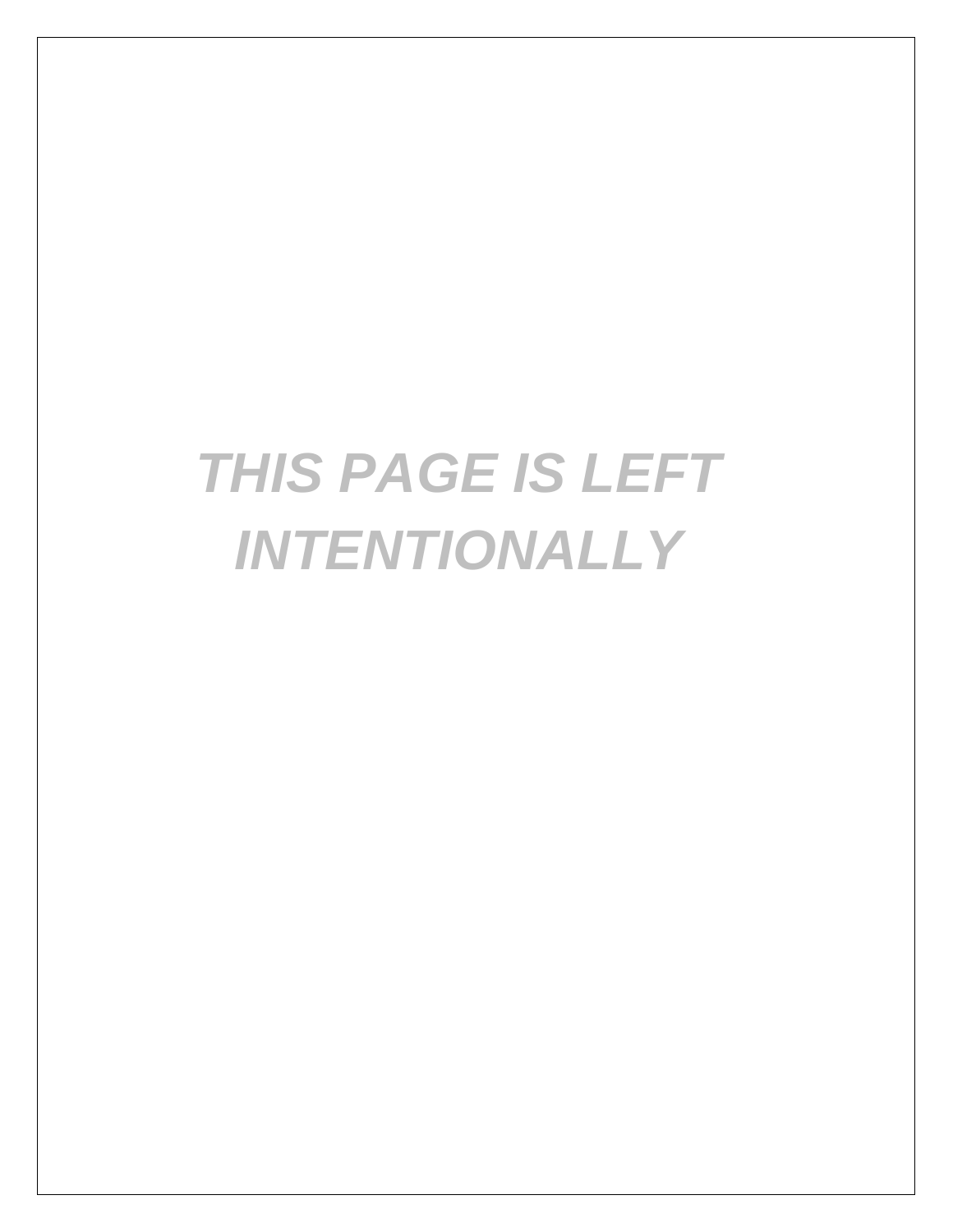***THIS PAGE IS LEFT INTENTIONALLY***